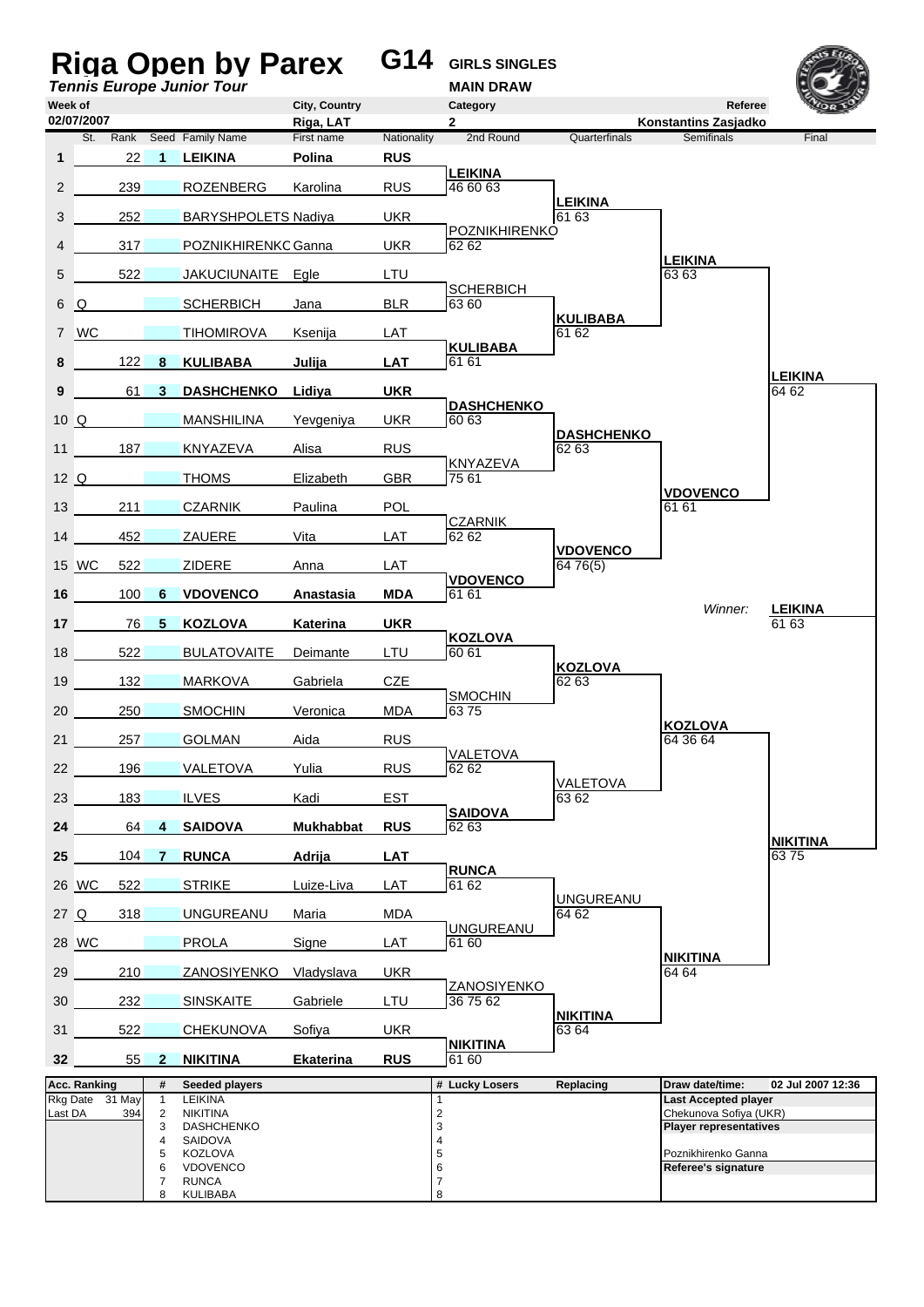# Riga Open by Parex

**G14** **GIRLS SINGLES**

***Tennis Europe Junior Tour***

**MAIN DRAW**

| Week of | City, Country | Category | Referee |
|---|---|---|---|
| 02/07/2007 | Riga, LAT | 2 | Konstantins Zasjadko |

| # | St. | Rank | Seed | Family Name | First name | Nationality | 2nd Round | Quarterfinals | Semifinals | Final |
|---|---|---|---|---|---|---|---|---|---|---|
| **1** | | 22 | **1** | **LEIKINA** | **Polina** | **RUS** | | | | |
| 2 | | 239 | | ROZENBERG | Karolina | RUS | **LEIKINA** 46 60 63 | | | |
| 3 | | 252 | | BARYSHPOLETS | Nadiya | UKR | | **LEIKINA** 61 63 | | |
| 4 | | 317 | | POZNIKHIRENKO | Ganna | UKR | POZNIKHIRENKO 62 62 | | | |
| 5 | | 522 | | JAKUCIUNAITE | Egle | LTU | | | **LEIKINA** 63 63 | |
| 6 | Q | | | SCHERBICH | Jana | BLR | SCHERBICH 63 60 | | | |
| 7 | WC | | | TIHOMIROVA | Ksenija | LAT | | **KULIBABA** 61 62 | | |
| **8** | | 122 | **8** | **KULIBABA** | **Julija** | **LAT** | **KULIBABA** 61 61 | | | |
| **9** | | 61 | **3** | **DASHCHENKO** | **Lidiya** | **UKR** | | | | **LEIKINA** 64 62 |
| 10 | Q | | | MANSHILINA | Yevgeniya | UKR | **DASHCHENKO** 60 63 | | | |
| 11 | | 187 | | KNYAZEVA | Alisa | RUS | | **DASHCHENKO** 62 63 | | |
| 12 | Q | | | THOMS | Elizabeth | GBR | KNYAZEVA 75 61 | | | |
| 13 | | 211 | | CZARNIK | Paulina | POL | | | **VDOVENCO** 61 61 | |
| 14 | | 452 | | ZAUERE | Vita | LAT | CZARNIK 62 62 | | | |
| 15 | WC | 522 | | ZIDERE | Anna | LAT | | **VDOVENCO** 64 76(5) | | |
| **16** | | 100 | **6** | **VDOVENCO** | **Anastasia** | **MDA** | **VDOVENCO** 61 61 | | | |
| **17** | | 76 | **5** | **KOZLOVA** | **Katerina** | **UKR** | | | *Winner:* | **LEIKINA** 61 63 |
| 18 | | 522 | | BULATOVAITE | Deimante | LTU | **KOZLOVA** 60 61 | | | |
| 19 | | 132 | | MARKOVA | Gabriela | CZE | | **KOZLOVA** 62 63 | | |
| 20 | | 250 | | SMOCHIN | Veronica | MDA | SMOCHIN 63 75 | | | |
| 21 | | 257 | | GOLMAN | Aida | RUS | | | **KOZLOVA** 64 36 64 | |
| 22 | | 196 | | VALETOVA | Yulia | RUS | VALETOVA 62 62 | | | |
| 23 | | 183 | | ILVES | Kadi | EST | | VALETOVA 63 62 | | |
| **24** | | 64 | **4** | **SAIDOVA** | **Mukhabbat** | **RUS** | **SAIDOVA** 62 63 | | | |
| **25** | | 104 | **7** | **RUNCA** | **Adrija** | **LAT** | | | | **NIKITINA** 63 75 |
| 26 | WC | 522 | | STRIKE | Luize-Liva | LAT | **RUNCA** 61 62 | | | |
| 27 | Q | 318 | | UNGUREANU | Maria | MDA | | UNGUREANU 64 62 | | |
| 28 | WC | | | PROLA | Signe | LAT | UNGUREANU 61 60 | | | |
| 29 | | 210 | | ZANOSIYENKO | Vladyslava | UKR | | | **NIKITINA** 64 64 | |
| 30 | | 232 | | SINSKAITE | Gabriele | LTU | ZANOSIYENKO 36 75 62 | | | |
| 31 | | 522 | | CHEKUNOVA | Sofiya | UKR | | **NIKITINA** 63 64 | | |
| **32** | | 55 | **2** | **NIKITINA** | **Ekaterina** | **RUS** | **NIKITINA** 61 60 | | | |

| Acc. Ranking | | # | Seeded players | # | Lucky Losers | Replacing | Draw date/time: 02 Jul 2007 12:36 |
|---|---|---|---|---|---|---|---|
| Rkg Date | 31 May | 1 | LEIKINA | 1 | | | **Last Accepted player** |
| Last DA | 394 | 2 | NIKITINA | 2 | | | Chekunova Sofiya (UKR) |
| | | 3 | DASHCHENKO | 3 | | | **Player representatives** |
| | | 4 | SAIDOVA | 4 | | | |
| | | 5 | KOZLOVA | 5 | | | Poznikhirenko Ganna |
| | | 6 | VDOVENCO | 6 | | | **Referee's signature** |
| | | 7 | RUNCA | 7 | | | |
| | | 8 | KULIBABA | 8 | | | |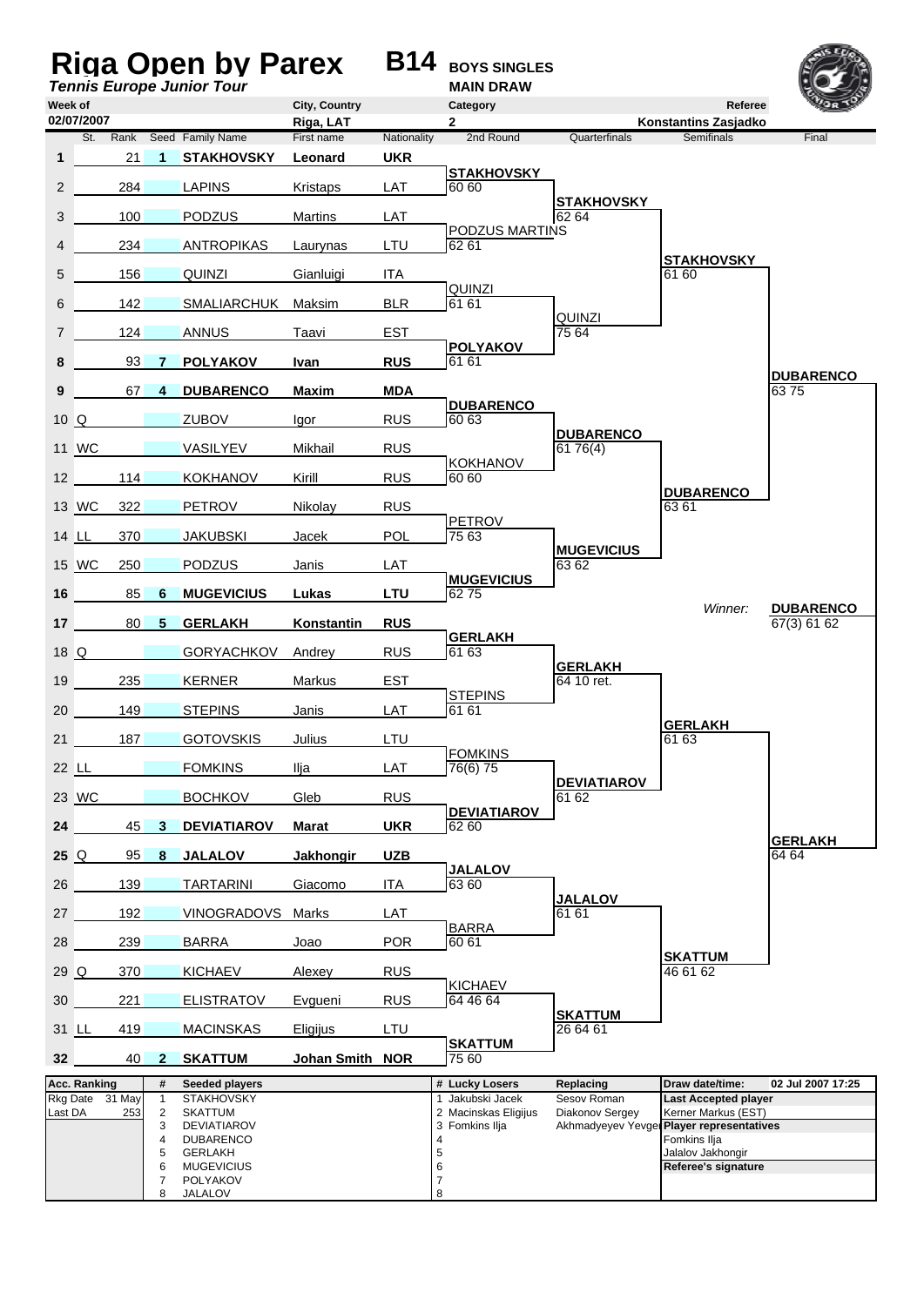# Riga Open by Parex

**B14** **BOYS SINGLES**

***Tennis Europe Junior Tour***

**MAIN DRAW**

| Week of | City, Country | Category | Referee |
|---|---|---|---|
| 02/07/2007 | Riga, LAT | 2 | Konstantins Zasjadko |

| # | St. | Rank | Seed | Family Name | First name | Nationality | 2nd Round | Quarterfinals | Semifinals | Final |
|---|---|---|---|---|---|---|---|---|---|---|
| **1** | | 21 | **1** | **STAKHOVSKY** | **Leonard** | **UKR** | | | | |
| 2 | | 284 | | LAPINS | Kristaps | LAT | STAKHOVSKY 60 60 | | | |
| 3 | | 100 | | PODZUS | Martins | LAT | | STAKHOVSKY 62 64 | | |
| 4 | | 234 | | ANTROPIKAS | Laurynas | LTU | PODZUS MARTINS 62 61 | | | |
| 5 | | 156 | | QUINZI | Gianluigi | ITA | | | STAKHOVSKY 61 60 | |
| 6 | | 142 | | SMALIARCHUK | Maksim | BLR | QUINZI 61 61 | | | |
| 7 | | 124 | | ANNUS | Taavi | EST | | QUINZI 75 64 | | |
| **8** | | 93 | **7** | **POLYAKOV** | **Ivan** | **RUS** | POLYAKOV 61 61 | | | |
| **9** | | 67 | **4** | **DUBARENCO** | **Maxim** | **MDA** | | | | DUBARENCO 63 75 |
| 10 | Q | | | ZUBOV | Igor | RUS | DUBARENCO 60 63 | | | |
| 11 | WC | | | VASILYEV | Mikhail | RUS | | DUBARENCO 61 76(4) | | |
| 12 | | 114 | | KOKHANOV | Kirill | RUS | KOKHANOV 60 60 | | | |
| 13 | WC | 322 | | PETROV | Nikolay | RUS | | | DUBARENCO 63 61 | |
| 14 | LL | 370 | | JAKUBSKI | Jacek | POL | PETROV 75 63 | | | |
| 15 | WC | 250 | | PODZUS | Janis | LAT | | MUGEVICIUS 63 62 | | |
| **16** | | 85 | **6** | **MUGEVICIUS** | **Lukas** | **LTU** | MUGEVICIUS 62 75 | | | |
| **17** | | 80 | **5** | **GERLAKH** | **Konstantin** | **RUS** | | | *Winner:* | **DUBARENCO** 67(3) 61 62 |
| 18 | Q | | | GORYACHKOV | Andrey | RUS | GERLAKH 61 63 | | | |
| 19 | | 235 | | KERNER | Markus | EST | | GERLAKH 64 10 ret. | | |
| 20 | | 149 | | STEPINS | Janis | LAT | STEPINS 61 61 | | | |
| 21 | | 187 | | GOTOVSKIS | Julius | LTU | | | GERLAKH 61 63 | |
| 22 | LL | | | FOMKINS | Ilja | LAT | FOMKINS 76(6) 75 | | | |
| 23 | WC | | | BOCHKOV | Gleb | RUS | | DEVIATIAROV 61 62 | | |
| **24** | | 45 | **3** | **DEVIATIAROV** | **Marat** | **UKR** | DEVIATIAROV 62 60 | | | |
| **25** | Q | 95 | **8** | **JALALOV** | **Jakhongir** | **UZB** | | | | GERLAKH 64 64 |
| 26 | | 139 | | TARTARINI | Giacomo | ITA | JALALOV 63 60 | | | |
| 27 | | 192 | | VINOGRADOVS | Marks | LAT | | JALALOV 61 61 | | |
| 28 | | 239 | | BARRA | Joao | POR | BARRA 60 61 | | | |
| 29 | Q | 370 | | KICHAEV | Alexey | RUS | | | SKATTUM 46 61 62 | |
| 30 | | 221 | | ELISTRATOV | Evgueni | RUS | KICHAEV 64 46 64 | | | |
| 31 | LL | 419 | | MACINSKAS | Eligijus | LTU | | SKATTUM 26 64 61 | | |
| **32** | | 40 | **2** | **SKATTUM** | **Johan Smith** | **NOR** | SKATTUM 75 60 | | | |

| Acc. Ranking | | # | Seeded players | # | Lucky Losers | Replacing | Draw date/time: 02 Jul 2007 17:25 |
|---|---|---|---|---|---|---|---|
| Rkg Date | 31 May | 1 | STAKHOVSKY | 1 | Jakubski Jacek | Sesov Roman | **Last Accepted player** |
| Last DA | 253 | 2 | SKATTUM | 2 | Macinskas Eligijus | Diakonov Sergey | Kerner Markus (EST) |
| | | 3 | DEVIATIAROV | 3 | Fomkins Ilja | Akhmadyeyev Yevgen | **Player representatives** |
| | | 4 | DUBARENCO | 4 | | | Fomkins Ilja |
| | | 5 | GERLAKH | 5 | | | Jalalov Jakhongir |
| | | 6 | MUGEVICIUS | 6 | | | **Referee's signature** |
| | | 7 | POLYAKOV | 7 | | | |
| | | 8 | JALALOV | 8 | | | |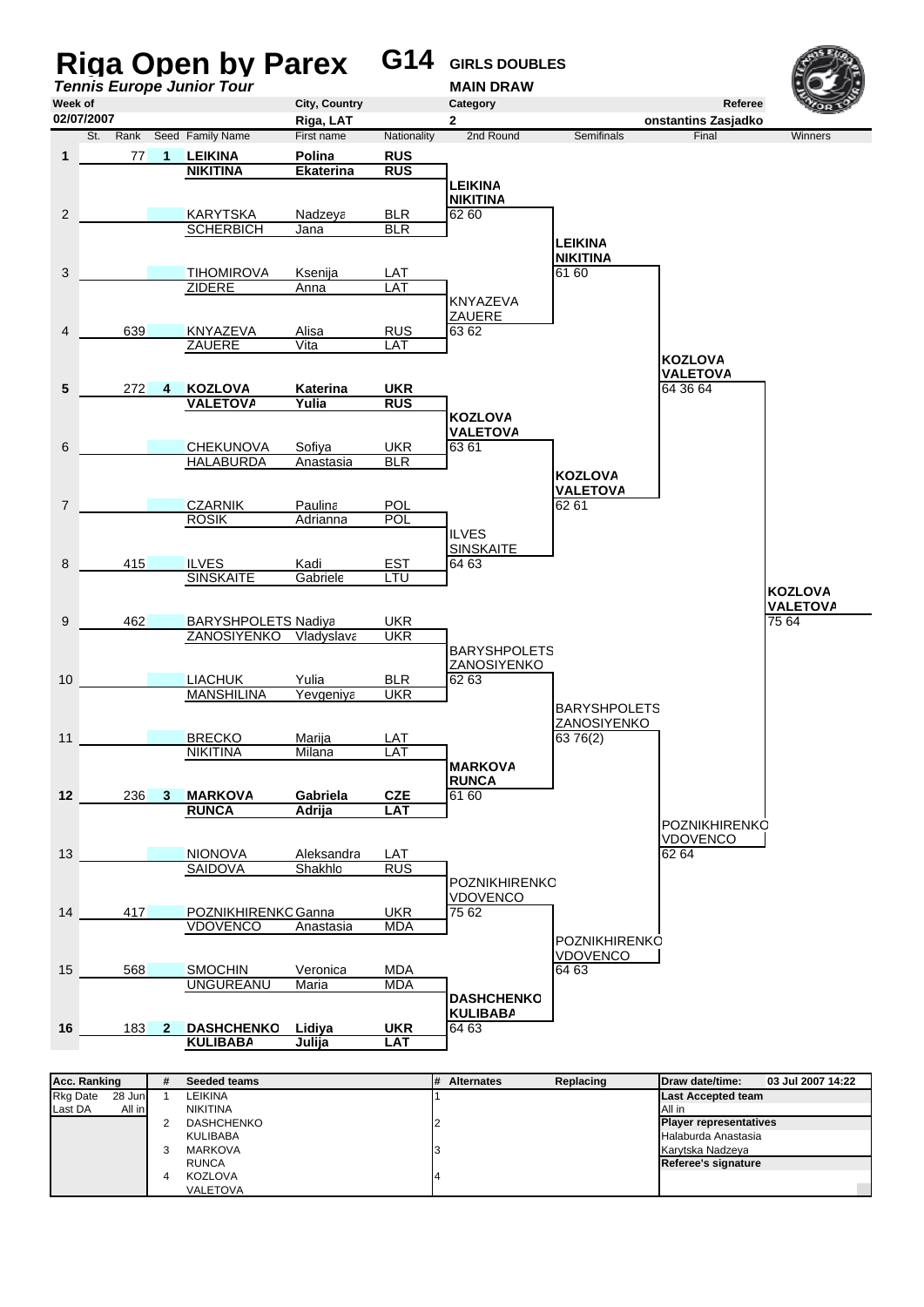# Riga Open by Parex

**G14** GIRLS DOUBLES

*Tennis Europe Junior Tour*

MAIN DRAW

| Week of | City, Country | Category | Referee |
|---|---|---|---|
| 02/07/2007 | Riga, LAT | 2 | onstantins Zasjadko |

| St. | Rank | Seed | Family Name | First name | Nationality |
|---|---|---|---|---|---|
| 1 | 77 | 1 | **LEIKINA** / **NIKITINA** | **Polina** / **Ekaterina** | **RUS** / **RUS** |
| 2 | | | KARYTSKA / SCHERBICH | Nadzeya / Jana | BLR / BLR |
| 3 | | | TIHOMIROVA / ZIDERE | Ksenija / Anna | LAT / LAT |
| 4 | 639 | | KNYAZEVA / ZAUERE | Alisa / Vita | RUS / LAT |
| 5 | 272 | 4 | **KOZLOVA** / **VALETOVA** | **Katerina** / **Yulia** | **UKR** / **RUS** |
| 6 | | | CHEKUNOVA / HALABURDA | Sofiya / Anastasia | UKR / BLR |
| 7 | | | CZARNIK / ROSIK | Paulina / Adrianna | POL / POL |
| 8 | 415 | | ILVES / SINSKAITE | Kadi / Gabriele | EST / LTU |
| 9 | 462 | | BARYSHPOLETS / ZANOSIYENKO | Nadiya / Vladyslava | UKR / UKR |
| 10 | | | LIACHUK / MANSHILINA | Yulia / Yevgeniya | BLR / UKR |
| 11 | | | BRECKO / NIKITINA | Marija / Milana | LAT / LAT |
| 12 | 236 | 3 | **MARKOVA** / **RUNCA** | **Gabriela** / **Adrija** | **CZE** / **LAT** |
| 13 | | | NIONOVA / SAIDOVA | Aleksandra / Shakhlo | LAT / RUS |
| 14 | 417 | | POZNIKHIRENKO / VDOVENCO | Ganna / Anastasia | UKR / MDA |
| 15 | 568 | | SMOCHIN / UNGUREANU | Veronica / Maria | MDA / MDA |
| 16 | 183 | 2 | **DASHCHENKO** / **KULIBABA** | **Lidiya** / **Julija** | **UKR** / **LAT** |

**2nd Round**
- LEIKINA / NIKITINA 62 60
- KNYAZEVA / ZAUERE 63 62
- KOZLOVA / VALETOVA 63 61
- ILVES / SINSKAITE 64 63
- BARYSHPOLETS / ZANOSIYENKO 62 63
- MARKOVA / RUNCA 61 60
- POZNIKHIRENKO / VDOVENCO 75 62
- DASHCHENKO / KULIBABA 64 63

**Semifinals**
- LEIKINA / NIKITINA 61 60
- KOZLOVA / VALETOVA 62 61
- BARYSHPOLETS / ZANOSIYENKO 63 76(2)
- POZNIKHIRENKO / VDOVENCO 64 63

**Final**
- KOZLOVA / VALETOVA 64 36 64
- POZNIKHIRENKO / VDOVENCO 62 64

**Winners**
- KOZLOVA / VALETOVA 75 64

| Acc. Ranking | | # | Seeded teams | # | Alternates | Replacing | Draw date/time: 03 Jul 2007 14:22 |
|---|---|---|---|---|---|---|---|
| Rkg Date | 28 Jun | 1 | LEIKINA / NIKITINA | 1 | | | **Last Accepted team**: All in |
| Last DA | All in | 2 | DASHCHENKO / KULIBABA | 2 | | | **Player representatives**: Halaburda Anastasia, Karytska Nadzeya |
| | | 3 | MARKOVA / RUNCA | 3 | | | **Referee's signature** |
| | | 4 | KOZLOVA / VALETOVA | 4 | | | |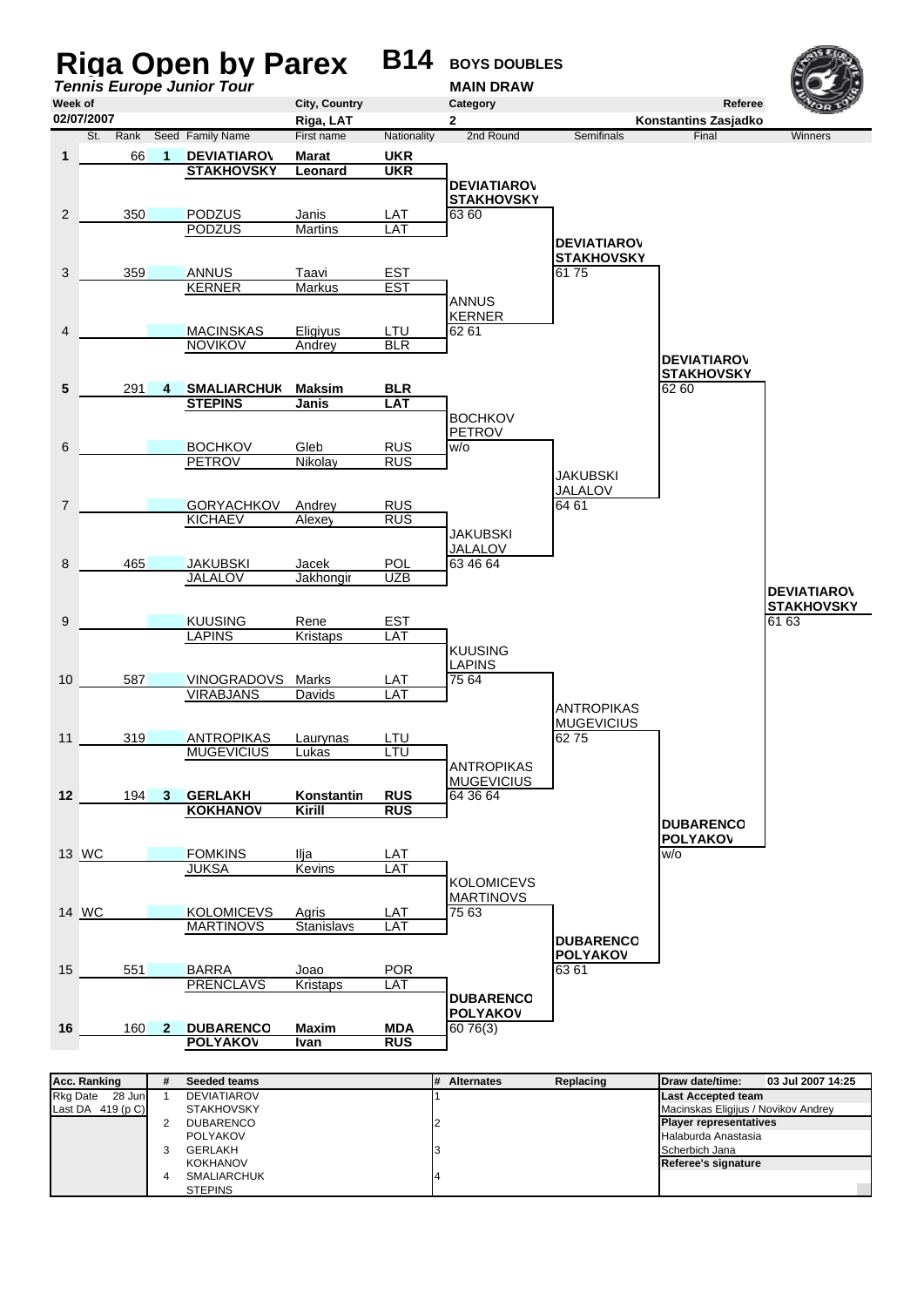# Riga Open by Parex

***Tennis Europe Junior Tour***

## B14 BOYS DOUBLES

**MAIN DRAW**

| Week of | City, Country | Category | Referee |
|---|---|---|---|
| 02/07/2007 | Riga, LAT | 2 | Konstantins Zasjadko |

| St. | Rank | Seed | Family Name | First name | Nationality | 2nd Round | Semifinals | Final | Winners |
|---|---|---|---|---|---|---|---|---|---|
| 1 | 66 | 1 | **DEVIATIAROV** | **Marat** | **UKR** | | | | |
| | | | **STAKHOVSKY** | **Leonard** | **UKR** | | | | |
| | | | | | | **DEVIATIAROV / STAKHOVSKY** 63 60 | | | |
| 2 | 350 | | PODZUS | Janis | LAT | | | | |
| | | | PODZUS | Martins | LAT | | | | |
| | | | | | | | **DEVIATIAROV / STAKHOVSKY** 61 75 | | |
| 3 | 359 | | ANNUS | Taavi | EST | | | | |
| | | | KERNER | Markus | EST | | | | |
| | | | | | | ANNUS / KERNER 62 61 | | | |
| 4 | | | MACINSKAS | Eligiyus | LTU | | | | |
| | | | NOVIKOV | Andrey | BLR | | | | |
| | | | | | | | | **DEVIATIAROV / STAKHOVSKY** 62 60 | |
| 5 | 291 | 4 | **SMALIARCHUK** | **Maksim** | **BLR** | | | | |
| | | | **STEPINS** | **Janis** | **LAT** | | | | |
| | | | | | | BOCHKOV / PETROV w/o | | | |
| 6 | | | BOCHKOV | Gleb | RUS | | | | |
| | | | PETROV | Nikolay | RUS | | | | |
| | | | | | | | JAKUBSKI / JALALOV 64 61 | | |
| 7 | | | GORYACHKOV | Andrey | RUS | | | | |
| | | | KICHAEV | Alexey | RUS | | | | |
| | | | | | | JAKUBSKI / JALALOV 63 46 64 | | | |
| 8 | 465 | | JAKUBSKI | Jacek | POL | | | | |
| | | | JALALOV | Jakhongir | UZB | | | | |
| | | | | | | | | | **DEVIATIAROV / STAKHOVSKY** 61 63 |
| 9 | | | KUUSING | Rene | EST | | | | |
| | | | LAPINS | Kristaps | LAT | | | | |
| | | | | | | KUUSING / LAPINS 75 64 | | | |
| 10 | 587 | | VINOGRADOVS | Marks | LAT | | | | |
| | | | VIRABJANS | Davids | LAT | | | | |
| | | | | | | | ANTROPIKAS / MUGEVICIUS 62 75 | | |
| 11 | 319 | | ANTROPIKAS | Laurynas | LTU | | | | |
| | | | MUGEVICIUS | Lukas | LTU | | | | |
| | | | | | | ANTROPIKAS / MUGEVICIUS 64 36 64 | | | |
| 12 | 194 | 3 | **GERLAKH** | **Konstantin** | **RUS** | | | | |
| | | | **KOKHANOV** | **Kirill** | **RUS** | | | | |
| | | | | | | | | **DUBARENCO / POLYAKOV** w/o | |
| 13 WC | | | FOMKINS | Ilja | LAT | | | | |
| | | | JUKSA | Kevins | LAT | | | | |
| | | | | | | KOLOMICEVS / MARTINOVS 75 63 | | | |
| 14 WC | | | KOLOMICEVS | Agris | LAT | | | | |
| | | | MARTINOVS | Stanislavs | LAT | | | | |
| | | | | | | | **DUBARENCO / POLYAKOV** 63 61 | | |
| 15 | 551 | | BARRA | Joao | POR | | | | |
| | | | PRENCLAVS | Kristaps | LAT | | | | |
| | | | | | | **DUBARENCO / POLYAKOV** 60 76(3) | | | |
| 16 | 160 | 2 | **DUBARENCO** | **Maxim** | **MDA** | | | | |
| | | | **POLYAKOV** | **Ivan** | **RUS** | | | | |

| Acc. Ranking | # | Seeded teams | # | Alternates | Replacing | Draw date/time: 03 Jul 2007 14:25 |
|---|---|---|---|---|---|---|
| Rkg Date 28 Jun | 1 | DEVIATIAROV / STAKHOVSKY | 1 | | | **Last Accepted team** Macinskas Eligijus / Novikov Andrey |
| Last DA 419 (p C) | 2 | DUBARENCO / POLYAKOV | 2 | | | **Player representatives** Halaburda Anastasia, Scherbich Jana |
| | 3 | GERLAKH / KOKHANOV | 3 | | | **Referee's signature** |
| | 4 | SMALIARCHUK / STEPINS | 4 | | | |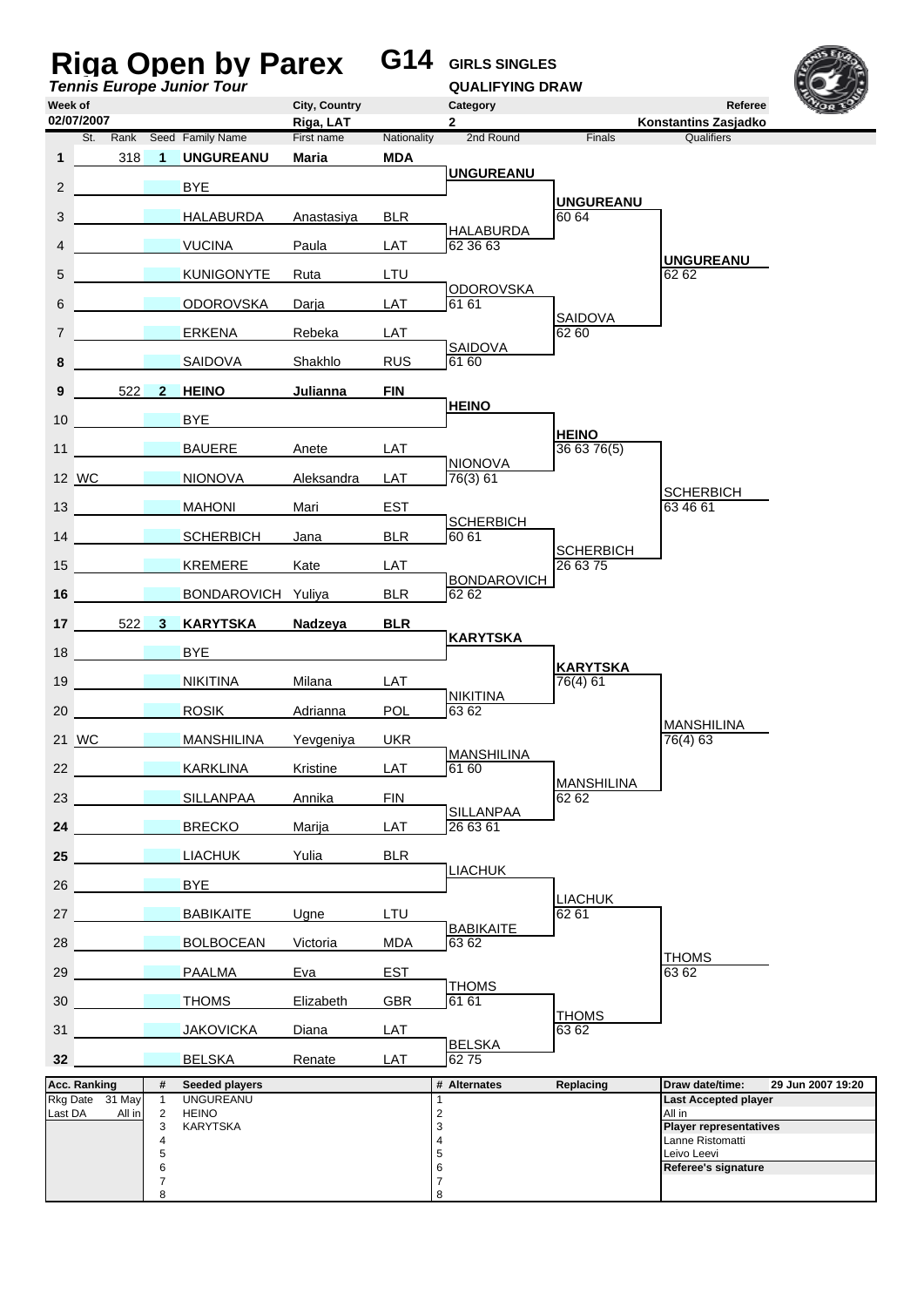# Riga Open by Parex

***Tennis Europe Junior Tour***

**G14** **GIRLS SINGLES**

**QUALIFYING DRAW**

| Week of | City, Country | Category | Referee |
|---|---|---|---|
| 02/07/2007 | Riga, LAT | 2 | Konstantins Zasjadko |

| # | St. | Rank | Seed | Family Name | First name | Nationality | 2nd Round | Finals | Qualifiers |
|---|---|---|---|---|---|---|---|---|---|
| 1 | | 318 | 1 | **UNGUREANU** | **Maria** | **MDA** | **UNGUREANU** | **UNGUREANU** 60 64 | **UNGUREANU** 62 62 |
| 2 | | | | BYE | | | | | |
| 3 | | | | HALABURDA | Anastasiya | BLR | HALABURDA 62 36 63 | | |
| 4 | | | | VUCINA | Paula | LAT | | | |
| 5 | | | | KUNIGONYTE | Ruta | LTU | ODOROVSKA 61 61 | SAIDOVA 62 60 | |
| 6 | | | | ODOROVSKA | Darja | LAT | | | |
| 7 | | | | ERKENA | Rebeka | LAT | SAIDOVA 61 60 | | |
| 8 | | | | SAIDOVA | Shakhlo | RUS | | | |
| 9 | | 522 | 2 | **HEINO** | **Julianna** | **FIN** | **HEINO** | **HEINO** 36 63 76(5) | SCHERBICH 63 46 61 |
| 10 | | | | BYE | | | | | |
| 11 | | | | BAUERE | Anete | LAT | NIONOVA 76(3) 61 | | |
| 12 | WC | | | NIONOVA | Aleksandra | LAT | | | |
| 13 | | | | MAHONI | Mari | EST | SCHERBICH 60 61 | SCHERBICH 26 63 75 | |
| 14 | | | | SCHERBICH | Jana | BLR | | | |
| 15 | | | | KREMERE | Kate | LAT | BONDAROVICH 62 62 | | |
| 16 | | | | BONDAROVICH | Yuliya | BLR | | | |
| 17 | | 522 | 3 | **KARYTSKA** | **Nadzeya** | **BLR** | **KARYTSKA** | **KARYTSKA** 76(4) 61 | MANSHILINA 76(4) 63 |
| 18 | | | | BYE | | | | | |
| 19 | | | | NIKITINA | Milana | LAT | NIKITINA 63 62 | | |
| 20 | | | | ROSIK | Adrianna | POL | | | |
| 21 | WC | | | MANSHILINA | Yevgeniya | UKR | MANSHILINA 61 60 | MANSHILINA 62 62 | |
| 22 | | | | KARKLINA | Kristine | LAT | | | |
| 23 | | | | SILLANPAA | Annika | FIN | SILLANPAA 26 63 61 | | |
| 24 | | | | BRECKO | Marija | LAT | | | |
| 25 | | | | LIACHUK | Yulia | BLR | LIACHUK | LIACHUK 62 61 | THOMS 63 62 |
| 26 | | | | BYE | | | | | |
| 27 | | | | BABIKAITE | Ugne | LTU | BABIKAITE 63 62 | | |
| 28 | | | | BOLBOCEAN | Victoria | MDA | | | |
| 29 | | | | PAALMA | Eva | EST | THOMS 61 61 | THOMS 63 62 | |
| 30 | | | | THOMS | Elizabeth | GBR | | | |
| 31 | | | | JAKOVICKA | Diana | LAT | BELSKA 62 75 | | |
| 32 | | | | BELSKA | Renate | LAT | | | |

| Acc. Ranking | | # | Seeded players | # | Alternates | Replacing | Draw date/time: 29 Jun 2007 19:20 |
|---|---|---|---|---|---|---|---|
| Rkg Date | 31 May | 1 | UNGUREANU | 1 | | | **Last Accepted player** |
| Last DA | All in | 2 | HEINO | 2 | | | All in |
| | | 3 | KARYTSKA | 3 | | | **Player representatives** |
| | | 4 | | 4 | | | Lanne Ristomatti |
| | | 5 | | 5 | | | Leivo Leevi |
| | | 6 | | 6 | | | **Referee's signature** |
| | | 7 | | 7 | | | |
| | | 8 | | 8 | | | |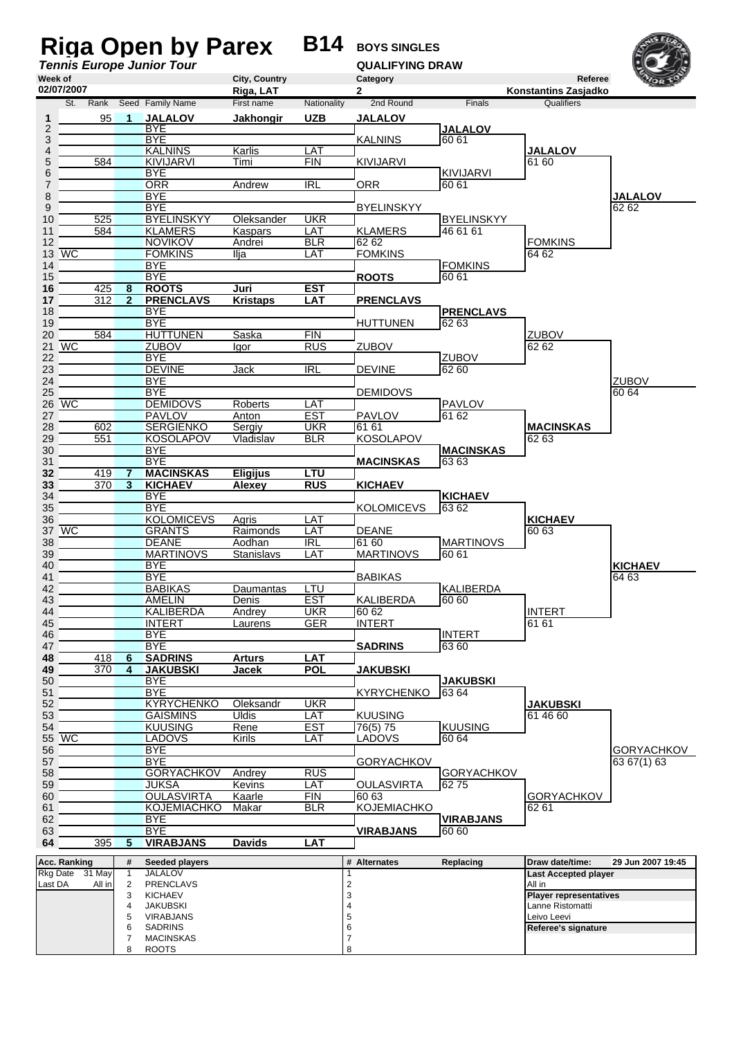# Riga Open by Parex B14 BOYS SINGLES

*Tennis Europe Junior Tour* QUALIFYING DRAW

| Week of | City, Country | Category | Referee |
|---|---|---|---|
| 02/07/2007 | Riga, LAT | 2 | Konstantins Zasjadko |

| # | St. | Rank | Seed | Family Name | First name | Nationality | 2nd Round | Finals | Qualifiers |
|---|---|---|---|---|---|---|---|---|---|
| 1 | | 95 | 1 | **JALALOV** | **Jakhongir** | **UZB** | JALALOV | | |
| 2 | | | | BYE | | | | JALALOV | |
| 3 | | | | BYE | | | KALNINS | 60 61 | |
| 4 | | | | KALNINS | Karlis | LAT | | | JALALOV |
| 5 | | 584 | | KIVIJARVI | Timi | FIN | KIVIJARVI | | 61 60 |
| 6 | | | | BYE | | | | KIVIJARVI | |
| 7 | | | | ORR | Andrew | IRL | ORR | 60 61 | |
| 8 | | | | BYE | | | | | **JALALOV** |
| 9 | | | | BYE | | | BYELINSKYY | | 62 62 |
| 10 | | 525 | | BYELINSKYY | Oleksander | UKR | | BYELINSKYY | |
| 11 | | 584 | | KLAMERS | Kaspars | LAT | KLAMERS | 46 61 61 | |
| 12 | | | | NOVIKOV | Andrei | BLR | 62 62 | | FOMKINS |
| 13 | WC | | | FOMKINS | Ilja | LAT | FOMKINS | | 64 62 |
| 14 | | | | BYE | | | | FOMKINS | |
| 15 | | | | BYE | | | ROOTS | 60 61 | |
| 16 | | 425 | 8 | **ROOTS** | **Juri** | **EST** | | | |
| 17 | | 312 | 2 | **PRENCLAVS** | **Kristaps** | **LAT** | PRENCLAVS | | |
| 18 | | | | BYE | | | | PRENCLAVS | |
| 19 | | | | BYE | | | HUTTUNEN | 62 63 | |
| 20 | | 584 | | HUTTUNEN | Saska | FIN | | | ZUBOV |
| 21 | WC | | | ZUBOV | Igor | RUS | ZUBOV | | 62 62 |
| 22 | | | | BYE | | | | ZUBOV | |
| 23 | | | | DEVINE | Jack | IRL | DEVINE | 62 60 | |
| 24 | | | | BYE | | | | | **ZUBOV** |
| 25 | | | | BYE | | | DEMIDOVS | | 60 64 |
| 26 | WC | | | DEMIDOVS | Roberts | LAT | | PAVLOV | |
| 27 | | | | PAVLOV | Anton | EST | PAVLOV | 61 62 | |
| 28 | | 602 | | SERGIENKO | Sergiy | UKR | 61 61 | | MACINSKAS |
| 29 | | 551 | | KOSOLAPOV | Vladislav | BLR | KOSOLAPOV | | 62 63 |
| 30 | | | | BYE | | | | MACINSKAS | |
| 31 | | | | BYE | | | MACINSKAS | 63 63 | |
| 32 | | 419 | 7 | **MACINSKAS** | **Eligijus** | **LTU** | | | |
| 33 | | 370 | 3 | **KICHAEV** | **Alexey** | **RUS** | KICHAEV | | |
| 34 | | | | BYE | | | | KICHAEV | |
| 35 | | | | BYE | | | KOLOMICEVS | 63 62 | |
| 36 | | | | KOLOMICEVS | Agris | LAT | | | KICHAEV |
| 37 | WC | | | GRANTS | Raimonds | LAT | DEANE | | 60 63 |
| 38 | | | | DEANE | Aodhan | IRL | 61 60 | MARTINOVS | |
| 39 | | | | MARTINOVS | Stanislavs | LAT | MARTINOVS | 60 61 | |
| 40 | | | | BYE | | | | | **KICHAEV** |
| 41 | | | | BYE | | | BABIKAS | | 64 63 |
| 42 | | | | BABIKAS | Daumantas | LTU | | KALIBERDA | |
| 43 | | | | AMELIN | Denis | EST | KALIBERDA | 60 60 | |
| 44 | | | | KALIBERDA | Andrey | UKR | 60 62 | | INTERT |
| 45 | | | | INTERT | Laurens | GER | INTERT | | 61 61 |
| 46 | | | | BYE | | | | INTERT | |
| 47 | | | | BYE | | | SADRINS | 63 60 | |
| 48 | | 418 | 6 | **SADRINS** | **Arturs** | **LAT** | | | |
| 49 | | 370 | 4 | **JAKUBSKI** | **Jacek** | **POL** | JAKUBSKI | | |
| 50 | | | | BYE | | | | JAKUBSKI | |
| 51 | | | | BYE | | | KYRYCHENKO | 63 64 | |
| 52 | | | | KYRYCHENKO | Oleksandr | UKR | | | JAKUBSKI |
| 53 | | | | GAISMINS | Uldis | LAT | KUUSING | | 61 46 60 |
| 54 | | | | KUUSING | Rene | EST | 76(5) 75 | KUUSING | |
| 55 | WC | | | LADOVS | Kirils | LAT | LADOVS | 60 64 | |
| 56 | | | | BYE | | | | | GORYACHKOV |
| 57 | | | | BYE | | | GORYACHKOV | | 63 67(1) 63 |
| 58 | | | | GORYACHKOV | Andrey | RUS | | GORYACHKOV | |
| 59 | | | | JUKSA | Kevins | LAT | OULASVIRTA | 62 75 | |
| 60 | | | | OULASVIRTA | Kaarle | FIN | 60 63 | | GORYACHKOV |
| 61 | | | | KOJEMIACHKO | Makar | BLR | KOJEMIACHKO | | 62 61 |
| 62 | | | | BYE | | | | VIRABJANS | |
| 63 | | | | BYE | | | VIRABJANS | 60 60 | |
| 64 | | 395 | 5 | **VIRABJANS** | **Davids** | **LAT** | | | |

| Acc. Ranking | | # | Seeded players | # | Alternates | Replacing | Draw date/time: 29 Jun 2007 19:45 |
|---|---|---|---|---|---|---|---|
| Rkg Date | 31 May | 1 | JALALOV | 1 | | | **Last Accepted player** |
| Last DA | All in | 2 | PRENCLAVS | 2 | | | All in |
| | | 3 | KICHAEV | 3 | | | **Player representatives** |
| | | 4 | JAKUBSKI | 4 | | | Lanne Ristomatti |
| | | 5 | VIRABJANS | 5 | | | Leivo Leevi |
| | | 6 | SADRINS | 6 | | | **Referee's signature** |
| | | 7 | MACINSKAS | 7 | | | |
| | | 8 | ROOTS | 8 | | | |